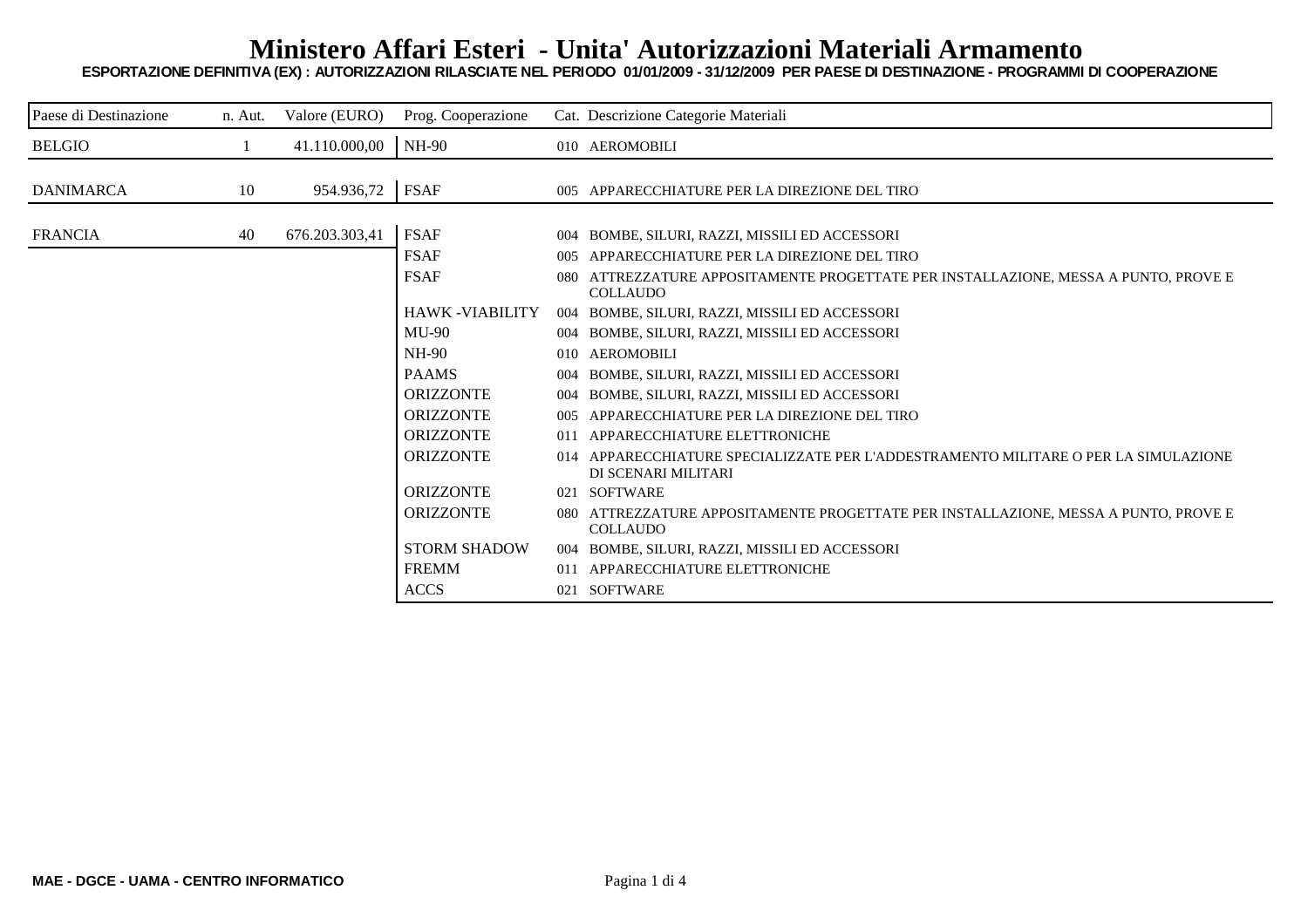# Ministero Affari Esteri - Unita' Autorizzazioni Materiali Armamento

**ESPORTAZIONE DEFINITIVA (EX) : AUTORIZZAZIONI RILASCIATE NEL PERIODO 01/01/2009 - 31/12/2009 PER PAESE DI DESTINAZIONE - PROGRAMMI DI COOPERAZIONE**

| Paese di Destinazione | n. Aut. | Valore (EURO) | Prog. Cooperazione | Cat. | Descrizione Categorie Materiali |
|---|---|---|---|---|---|
| BELGIO | 1 | 41.110.000,00 | NH-90 | 010 | AEROMOBILI |
| DANIMARCA | 10 | 954.936,72 | FSAF | 005 | APPARECCHIATURE PER LA DIREZIONE DEL TIRO |
| FRANCIA | 40 | 676.203.303,41 | FSAF | 004 | BOMBE, SILURI, RAZZI, MISSILI ED ACCESSORI |
| | | | FSAF | 005 | APPARECCHIATURE PER LA DIREZIONE DEL TIRO |
| | | | FSAF | 080 | ATTREZZATURE APPOSITAMENTE PROGETTATE PER INSTALLAZIONE, MESSA A PUNTO, PROVE E COLLAUDO |
| | | | HAWK -VIABILITY | 004 | BOMBE, SILURI, RAZZI, MISSILI ED ACCESSORI |
| | | | MU-90 | 004 | BOMBE, SILURI, RAZZI, MISSILI ED ACCESSORI |
| | | | NH-90 | 010 | AEROMOBILI |
| | | | PAAMS | 004 | BOMBE, SILURI, RAZZI, MISSILI ED ACCESSORI |
| | | | ORIZZONTE | 004 | BOMBE, SILURI, RAZZI, MISSILI ED ACCESSORI |
| | | | ORIZZONTE | 005 | APPARECCHIATURE PER LA DIREZIONE DEL TIRO |
| | | | ORIZZONTE | 011 | APPARECCHIATURE ELETTRONICHE |
| | | | ORIZZONTE | 014 | APPARECCHIATURE SPECIALIZZATE PER L'ADDESTRAMENTO MILITARE O PER LA SIMULAZIONE DI SCENARI MILITARI |
| | | | ORIZZONTE | 021 | SOFTWARE |
| | | | ORIZZONTE | 080 | ATTREZZATURE APPOSITAMENTE PROGETTATE PER INSTALLAZIONE, MESSA A PUNTO, PROVE E COLLAUDO |
| | | | STORM SHADOW | 004 | BOMBE, SILURI, RAZZI, MISSILI ED ACCESSORI |
| | | | FREMM | 011 | APPARECCHIATURE ELETTRONICHE |
| | | | ACCS | 021 | SOFTWARE |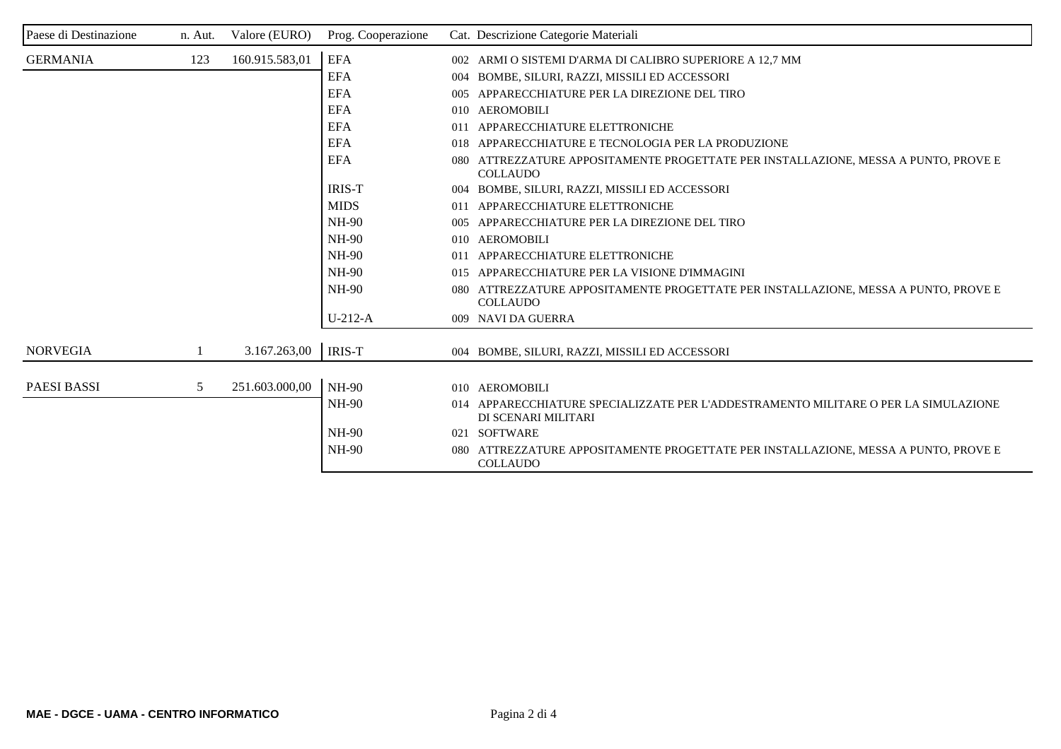| Paese di Destinazione | n. Aut. | Valore (EURO) | Prog. Cooperazione | Cat. | Descrizione Categorie Materiali |
|---|---|---|---|---|---|
| GERMANIA | 123 | 160.915.583,01 | EFA | 002 | ARMI O SISTEMI D'ARMA DI CALIBRO SUPERIORE A 12,7 MM |
| | | | EFA | 004 | BOMBE, SILURI, RAZZI, MISSILI ED ACCESSORI |
| | | | EFA | 005 | APPARECCHIATURE PER LA DIREZIONE DEL TIRO |
| | | | EFA | 010 | AEROMOBILI |
| | | | EFA | 011 | APPARECCHIATURE ELETTRONICHE |
| | | | EFA | 018 | APPARECCHIATURE E TECNOLOGIA PER LA PRODUZIONE |
| | | | EFA | 080 | ATTREZZATURE APPOSITAMENTE PROGETTATE PER INSTALLAZIONE, MESSA A PUNTO, PROVE E COLLAUDO |
| | | | IRIS-T | 004 | BOMBE, SILURI, RAZZI, MISSILI ED ACCESSORI |
| | | | MIDS | 011 | APPARECCHIATURE ELETTRONICHE |
| | | | NH-90 | 005 | APPARECCHIATURE PER LA DIREZIONE DEL TIRO |
| | | | NH-90 | 010 | AEROMOBILI |
| | | | NH-90 | 011 | APPARECCHIATURE ELETTRONICHE |
| | | | NH-90 | 015 | APPARECCHIATURE PER LA VISIONE D'IMMAGINI |
| | | | NH-90 | 080 | ATTREZZATURE APPOSITAMENTE PROGETTATE PER INSTALLAZIONE, MESSA A PUNTO, PROVE E COLLAUDO |
| | | | U-212-A | 009 | NAVI DA GUERRA |
| NORVEGIA | 1 | 3.167.263,00 | IRIS-T | 004 | BOMBE, SILURI, RAZZI, MISSILI ED ACCESSORI |
| PAESI BASSI | 5 | 251.603.000,00 | NH-90 | 010 | AEROMOBILI |
| | | | NH-90 | 014 | APPARECCHIATURE SPECIALIZZATE PER L'ADDESTRAMENTO MILITARE O PER LA SIMULAZIONE DI SCENARI MILITARI |
| | | | NH-90 | 021 | SOFTWARE |
| | | | NH-90 | 080 | ATTREZZATURE APPOSITAMENTE PROGETTATE PER INSTALLAZIONE, MESSA A PUNTO, PROVE E COLLAUDO |

**MAE - DGCE - UAMA - CENTRO INFORMATICO**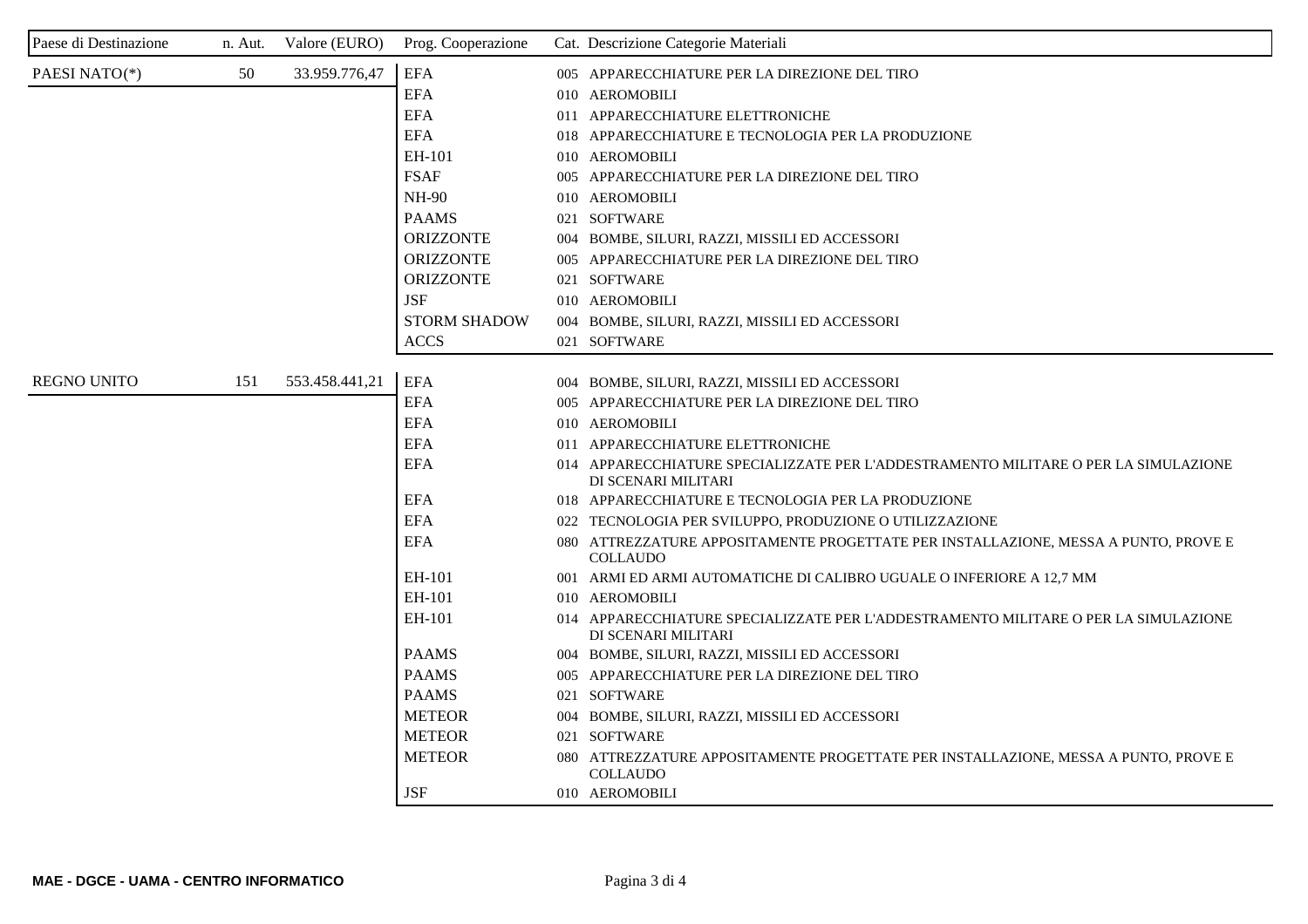| Paese di Destinazione | n. Aut. | Valore (EURO) | Prog. Cooperazione | Cat. | Descrizione Categorie Materiali |
|---|---|---|---|---|---|
| PAESI NATO(*) | 50 | 33.959.776,47 | EFA | 005 | APPARECCHIATURE PER LA DIREZIONE DEL TIRO |
| | | | EFA | 010 | AEROMOBILI |
| | | | EFA | 011 | APPARECCHIATURE ELETTRONICHE |
| | | | EFA | 018 | APPARECCHIATURE E TECNOLOGIA PER LA PRODUZIONE |
| | | | EH-101 | 010 | AEROMOBILI |
| | | | FSAF | 005 | APPARECCHIATURE PER LA DIREZIONE DEL TIRO |
| | | | NH-90 | 010 | AEROMOBILI |
| | | | PAAMS | 021 | SOFTWARE |
| | | | ORIZZONTE | 004 | BOMBE, SILURI, RAZZI, MISSILI ED ACCESSORI |
| | | | ORIZZONTE | 005 | APPARECCHIATURE PER LA DIREZIONE DEL TIRO |
| | | | ORIZZONTE | 021 | SOFTWARE |
| | | | JSF | 010 | AEROMOBILI |
| | | | STORM SHADOW | 004 | BOMBE, SILURI, RAZZI, MISSILI ED ACCESSORI |
| | | | ACCS | 021 | SOFTWARE |
| REGNO UNITO | 151 | 553.458.441,21 | EFA | 004 | BOMBE, SILURI, RAZZI, MISSILI ED ACCESSORI |
| | | | EFA | 005 | APPARECCHIATURE PER LA DIREZIONE DEL TIRO |
| | | | EFA | 010 | AEROMOBILI |
| | | | EFA | 011 | APPARECCHIATURE ELETTRONICHE |
| | | | EFA | 014 | APPARECCHIATURE SPECIALIZZATE PER L'ADDESTRAMENTO MILITARE O PER LA SIMULAZIONE DI SCENARI MILITARI |
| | | | EFA | 018 | APPARECCHIATURE E TECNOLOGIA PER LA PRODUZIONE |
| | | | EFA | 022 | TECNOLOGIA PER SVILUPPO, PRODUZIONE O UTILIZZAZIONE |
| | | | EFA | 080 | ATTREZZATURE APPOSITAMENTE PROGETTATE PER INSTALLAZIONE, MESSA A PUNTO, PROVE E COLLAUDO |
| | | | EH-101 | 001 | ARMI ED ARMI AUTOMATICHE DI CALIBRO UGUALE O INFERIORE A 12,7 MM |
| | | | EH-101 | 010 | AEROMOBILI |
| | | | EH-101 | 014 | APPARECCHIATURE SPECIALIZZATE PER L'ADDESTRAMENTO MILITARE O PER LA SIMULAZIONE DI SCENARI MILITARI |
| | | | PAAMS | 004 | BOMBE, SILURI, RAZZI, MISSILI ED ACCESSORI |
| | | | PAAMS | 005 | APPARECCHIATURE PER LA DIREZIONE DEL TIRO |
| | | | PAAMS | 021 | SOFTWARE |
| | | | METEOR | 004 | BOMBE, SILURI, RAZZI, MISSILI ED ACCESSORI |
| | | | METEOR | 021 | SOFTWARE |
| | | | METEOR | 080 | ATTREZZATURE APPOSITAMENTE PROGETTATE PER INSTALLAZIONE, MESSA A PUNTO, PROVE E COLLAUDO |
| | | | JSF | 010 | AEROMOBILI |

MAE - DGCE - UAMA - CENTRO INFORMATICO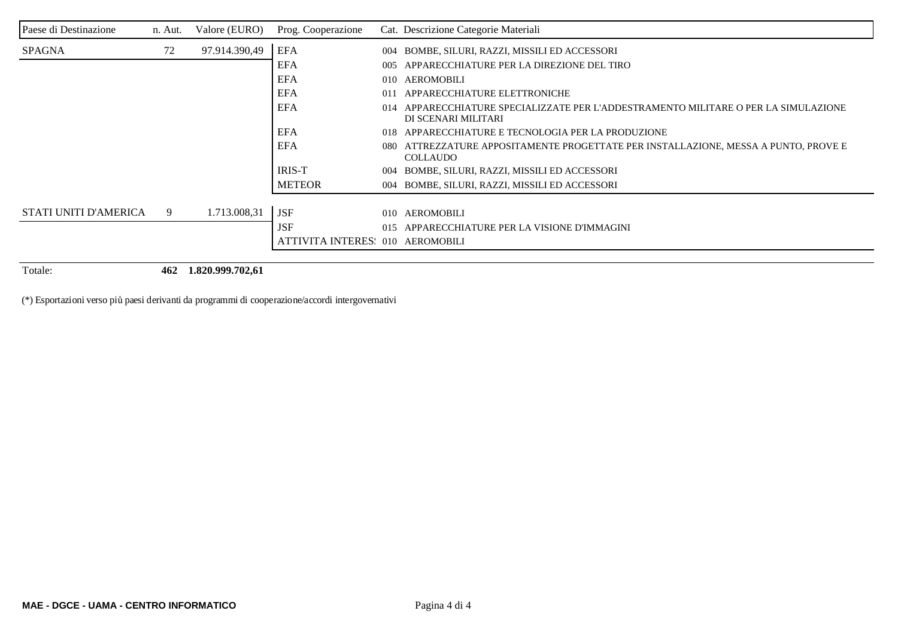| Paese di Destinazione | n. Aut. | Valore (EURO) | Prog. Cooperazione | Cat. | Descrizione Categorie Materiali |
|---|---|---|---|---|---|
| SPAGNA | 72 | 97.914.390,49 | EFA | 004 | BOMBE, SILURI, RAZZI, MISSILI ED ACCESSORI |
| | | | EFA | 005 | APPARECCHIATURE PER LA DIREZIONE DEL TIRO |
| | | | EFA | 010 | AEROMOBILI |
| | | | EFA | 011 | APPARECCHIATURE ELETTRONICHE |
| | | | EFA | 014 | APPARECCHIATURE SPECIALIZZATE PER L'ADDESTRAMENTO MILITARE O PER LA SIMULAZIONE DI SCENARI MILITARI |
| | | | EFA | 018 | APPARECCHIATURE E TECNOLOGIA PER LA PRODUZIONE |
| | | | EFA | 080 | ATTREZZATURE APPOSITAMENTE PROGETTATE PER INSTALLAZIONE, MESSA A PUNTO, PROVE E COLLAUDO |
| | | | IRIS-T | 004 | BOMBE, SILURI, RAZZI, MISSILI ED ACCESSORI |
| | | | METEOR | 004 | BOMBE, SILURI, RAZZI, MISSILI ED ACCESSORI |
| STATI UNITI D'AMERICA | 9 | 1.713.008,31 | JSF | 010 | AEROMOBILI |
| | | | JSF | 015 | APPARECCHIATURE PER LA VISIONE D'IMMAGINI |
| | | | ATTIVITA INTERES! | 010 | AEROMOBILI |
| **Totale:** | **462** | **1.820.999.702,61** | | | |

(*) Esportazioni verso più paesi derivanti da programmi di cooperazione/accordi intergovernativi

**MAE - DGCE - UAMA - CENTRO INFORMATICO**